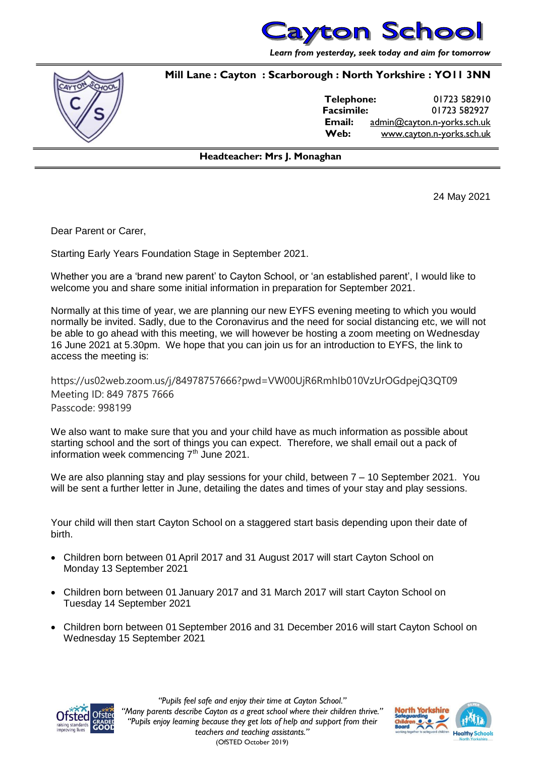# Cayton School

*Learn from yesterday, seek today and aim for tomorrow*

**Mill Lane : Cayton : Scarborough : North Yorkshire : YO11 3NN**

**Telephone:** 01723 582910
**Facsimile:** 01723 582927
**Email:** admin@cayton.n-yorks.sch.uk
**Web:** www.cayton.n-yorks.sch.uk

**Headteacher: Mrs J. Monaghan**

24 May 2021

Dear Parent or Carer,

Starting Early Years Foundation Stage in September 2021.

Whether you are a 'brand new parent' to Cayton School, or 'an established parent', I would like to welcome you and share some initial information in preparation for September 2021.

Normally at this time of year, we are planning our new EYFS evening meeting to which you would normally be invited. Sadly, due to the Coronavirus and the need for social distancing etc, we will not be able to go ahead with this meeting, we will however be hosting a zoom meeting on Wednesday 16 June 2021 at 5.30pm. We hope that you can join us for an introduction to EYFS, the link to access the meeting is:

https://us02web.zoom.us/j/84978757666?pwd=VW00UjR6RmhIb010VzUrOGdpejQ3QT09
Meeting ID: 849 7875 7666
Passcode: 998199

We also want to make sure that you and your child have as much information as possible about starting school and the sort of things you can expect. Therefore, we shall email out a pack of information week commencing 7th June 2021.

We are also planning stay and play sessions for your child, between 7 – 10 September 2021. You will be sent a further letter in June, detailing the dates and times of your stay and play sessions.

Your child will then start Cayton School on a staggered start basis depending upon their date of birth.

- Children born between 01 April 2017 and 31 August 2017 will start Cayton School on Monday 13 September 2021
- Children born between 01 January 2017 and 31 March 2017 will start Cayton School on Tuesday 14 September 2021
- Children born between 01 September 2016 and 31 December 2016 will start Cayton School on Wednesday 15 September 2021

*"Pupils feel safe and enjoy their time at Cayton School."*
*"Many parents describe Cayton as a great school where their children thrive."*
*"Pupils enjoy learning because they get lots of help and support from their teachers and teaching assistants."*
(OfSTED October 2019)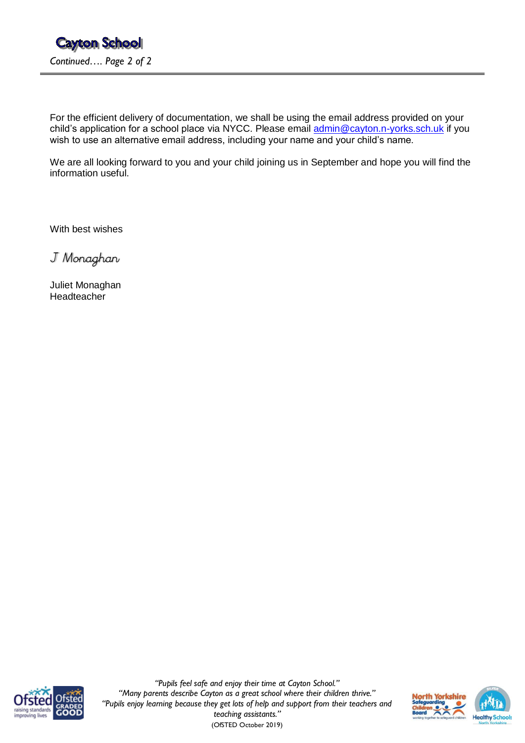For the efficient delivery of documentation, we shall be using the email address provided on your child's application for a school place via NYCC. Please email admin@cayton.n-yorks.sch.uk if you wish to use an alternative email address, including your name and your child's name.

We are all looking forward to you and your child joining us in September and hope you will find the information useful.

With best wishes

*J Monaghan*

Juliet Monaghan
Headteacher

*"Pupils feel safe and enjoy their time at Cayton School."*
*"Many parents describe Cayton as a great school where their children thrive."*
*"Pupils enjoy learning because they get lots of help and support from their teachers and teaching assistants."*
(OfSTED October 2019)